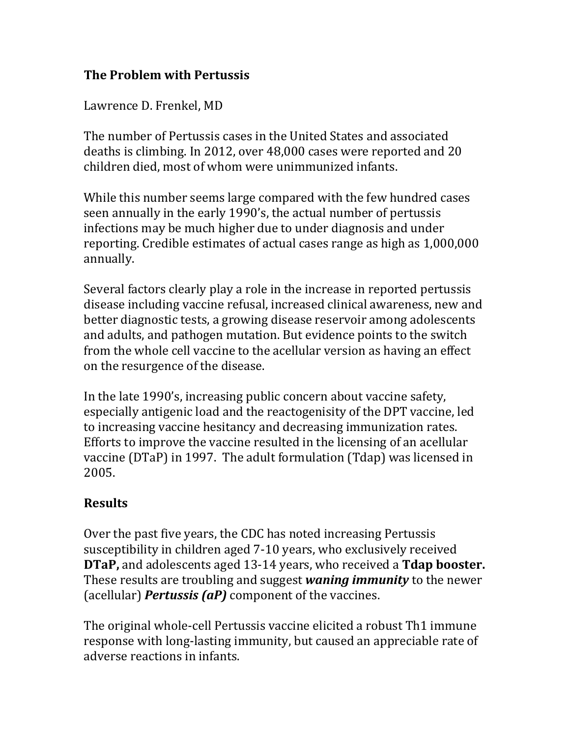## The Problem with Pertussis

Lawrence D. Frenkel, MD

The number of Pertussis cases in the United States and associated deaths is climbing. In 2012, over 48,000 cases were reported and 20 children died, most of whom were unimmunized infants.

While this number seems large compared with the few hundred cases seen annually in the early 1990's, the actual number of pertussis infections may be much higher due to under diagnosis and under reporting. Credible estimates of actual cases range as high as 1,000,000 annually.

Several factors clearly play a role in the increase in reported pertussis disease including vaccine refusal, increased clinical awareness, new and better diagnostic tests, a growing disease reservoir among adolescents and adults, and pathogen mutation. But evidence points to the switch from the whole cell vaccine to the acellular version as having an effect on the resurgence of the disease.

In the late 1990's, increasing public concern about vaccine safety, especially antigenic load and the reactogenisity of the DPT vaccine, led to increasing vaccine hesitancy and decreasing immunization rates. Efforts to improve the vaccine resulted in the licensing of an acellular vaccine (DTaP) in 1997. The adult formulation (Tdap) was licensed in 2005.

## Results

Over the past five years, the CDC has noted increasing Pertussis susceptibility in children aged 7-10 years, who exclusively received **DTaP,** and adolescents aged 13-14 years, who received a **Tdap booster.** These results are troubling and suggest ***waning immunity*** to the newer (acellular) ***Pertussis (aP)*** component of the vaccines.

The original whole-cell Pertussis vaccine elicited a robust Th1 immune response with long-lasting immunity, but caused an appreciable rate of adverse reactions in infants.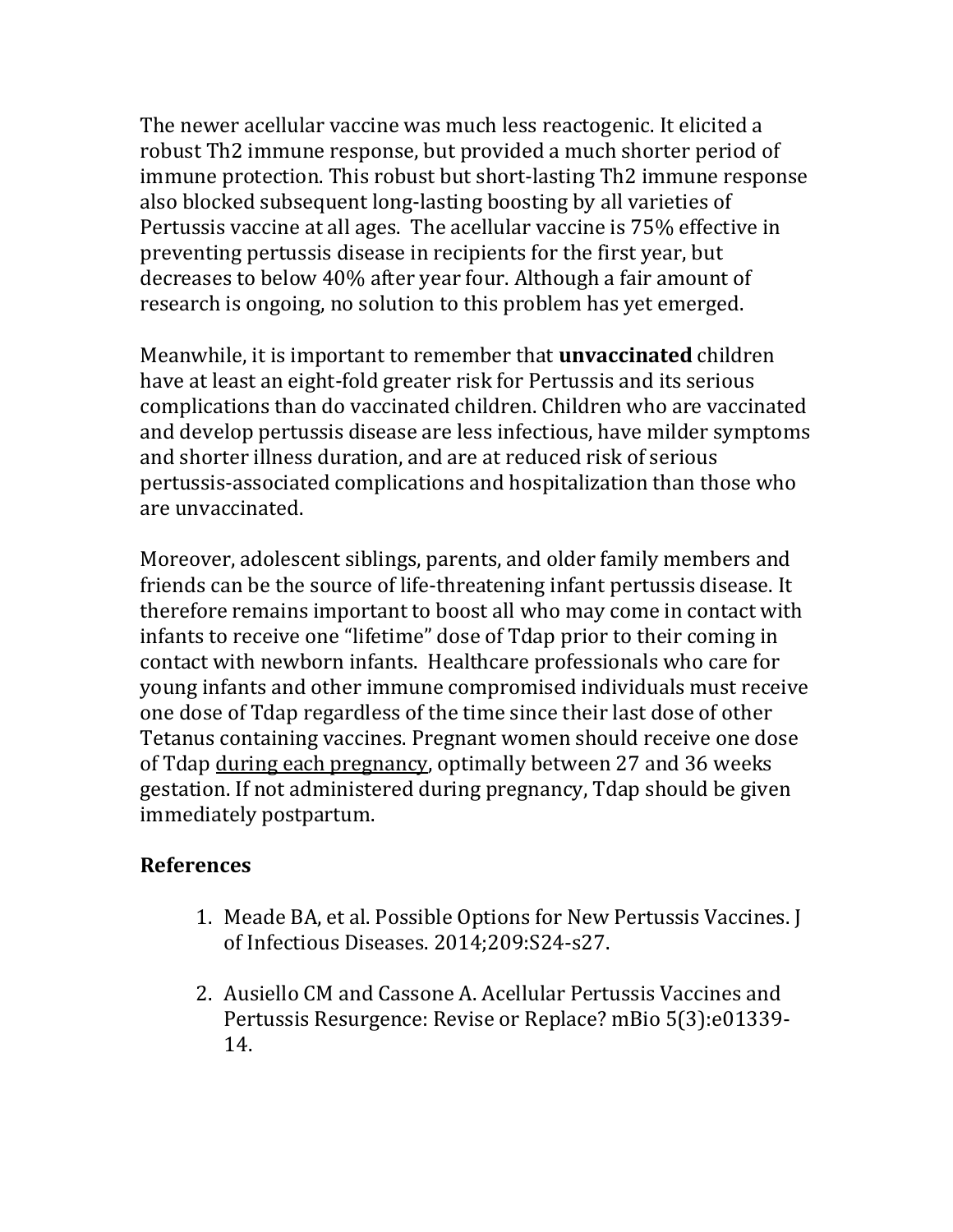The newer acellular vaccine was much less reactogenic. It elicited a robust Th2 immune response, but provided a much shorter period of immune protection. This robust but short-lasting Th2 immune response also blocked subsequent long-lasting boosting by all varieties of Pertussis vaccine at all ages. The acellular vaccine is 75% effective in preventing pertussis disease in recipients for the first year, but decreases to below 40% after year four. Although a fair amount of research is ongoing, no solution to this problem has yet emerged.

Meanwhile, it is important to remember that **unvaccinated** children have at least an eight-fold greater risk for Pertussis and its serious complications than do vaccinated children. Children who are vaccinated and develop pertussis disease are less infectious, have milder symptoms and shorter illness duration, and are at reduced risk of serious pertussis-associated complications and hospitalization than those who are unvaccinated.

Moreover, adolescent siblings, parents, and older family members and friends can be the source of life-threatening infant pertussis disease. It therefore remains important to boost all who may come in contact with infants to receive one "lifetime" dose of Tdap prior to their coming in contact with newborn infants. Healthcare professionals who care for young infants and other immune compromised individuals must receive one dose of Tdap regardless of the time since their last dose of other Tetanus containing vaccines. Pregnant women should receive one dose of Tdap <u>during each pregnancy</u>, optimally between 27 and 36 weeks gestation. If not administered during pregnancy, Tdap should be given immediately postpartum.

## References

1. Meade BA, et al. Possible Options for New Pertussis Vaccines. J of Infectious Diseases. 2014;209:S24-s27.

2. Ausiello CM and Cassone A. Acellular Pertussis Vaccines and Pertussis Resurgence: Revise or Replace? mBio 5(3):e01339-14.